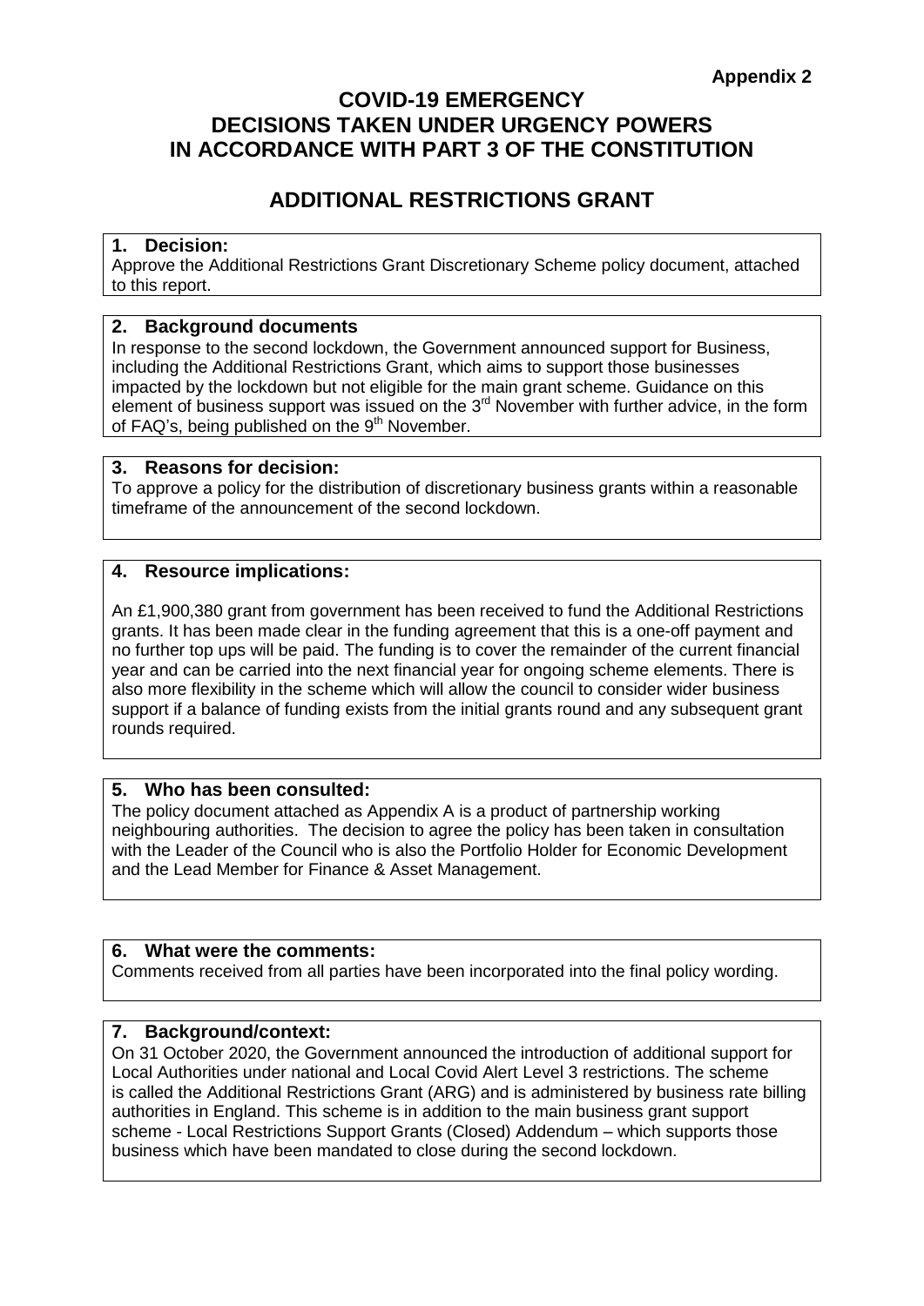**Appendix 2**

# COVID-19 EMERGENCY
# DECISIONS TAKEN UNDER URGENCY POWERS IN ACCORDANCE WITH PART 3 OF THE CONSTITUTION

## ADDITIONAL RESTRICTIONS GRANT

### 1. Decision:

Approve the Additional Restrictions Grant Discretionary Scheme policy document, attached to this report.

### 2. Background documents

In response to the second lockdown, the Government announced support for Business, including the Additional Restrictions Grant, which aims to support those businesses impacted by the lockdown but not eligible for the main grant scheme. Guidance on this element of business support was issued on the 3rd November with further advice, in the form of FAQ's, being published on the 9th November.

### 3. Reasons for decision:

To approve a policy for the distribution of discretionary business grants within a reasonable timeframe of the announcement of the second lockdown.

### 4. Resource implications:

An £1,900,380 grant from government has been received to fund the Additional Restrictions grants. It has been made clear in the funding agreement that this is a one-off payment and no further top ups will be paid. The funding is to cover the remainder of the current financial year and can be carried into the next financial year for ongoing scheme elements. There is also more flexibility in the scheme which will allow the council to consider wider business support if a balance of funding exists from the initial grants round and any subsequent grant rounds required.

### 5. Who has been consulted:

The policy document attached as Appendix A is a product of partnership working neighbouring authorities. The decision to agree the policy has been taken in consultation with the Leader of the Council who is also the Portfolio Holder for Economic Development and the Lead Member for Finance & Asset Management.

### 6. What were the comments:

Comments received from all parties have been incorporated into the final policy wording.

### 7. Background/context:

On 31 October 2020, the Government announced the introduction of additional support for Local Authorities under national and Local Covid Alert Level 3 restrictions. The scheme is called the Additional Restrictions Grant (ARG) and is administered by business rate billing authorities in England. This scheme is in addition to the main business grant support scheme - Local Restrictions Support Grants (Closed) Addendum – which supports those business which have been mandated to close during the second lockdown.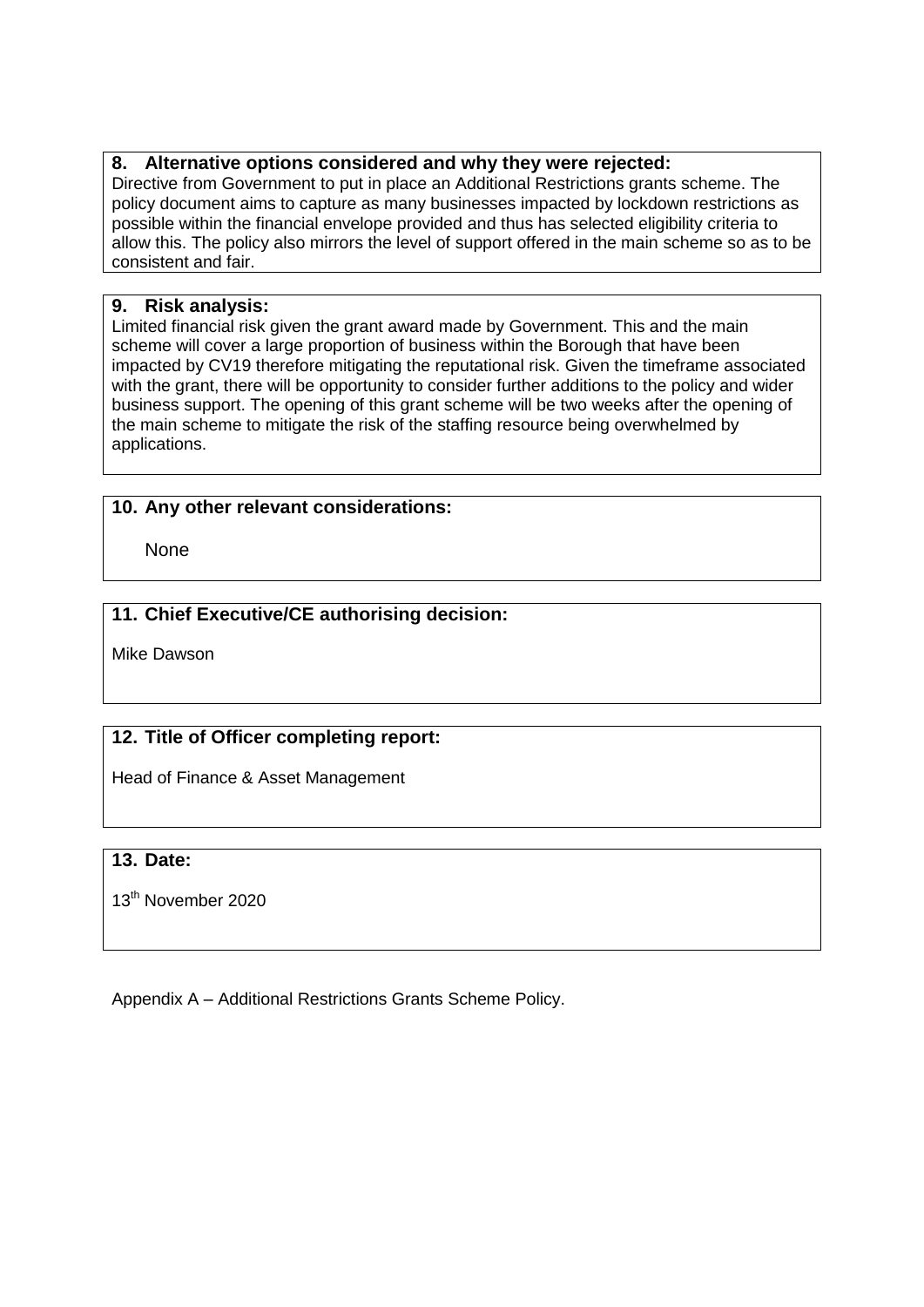## 8. Alternative options considered and why they were rejected:

Directive from Government to put in place an Additional Restrictions grants scheme. The policy document aims to capture as many businesses impacted by lockdown restrictions as possible within the financial envelope provided and thus has selected eligibility criteria to allow this. The policy also mirrors the level of support offered in the main scheme so as to be consistent and fair.

## 9. Risk analysis:

Limited financial risk given the grant award made by Government. This and the main scheme will cover a large proportion of business within the Borough that have been impacted by CV19 therefore mitigating the reputational risk. Given the timeframe associated with the grant, there will be opportunity to consider further additions to the policy and wider business support. The opening of this grant scheme will be two weeks after the opening of the main scheme to mitigate the risk of the staffing resource being overwhelmed by applications.

## 10. Any other relevant considerations:

None

## 11. Chief Executive/CE authorising decision:

Mike Dawson

## 12. Title of Officer completing report:

Head of Finance & Asset Management

## 13. Date:

13th November 2020

Appendix A – Additional Restrictions Grants Scheme Policy.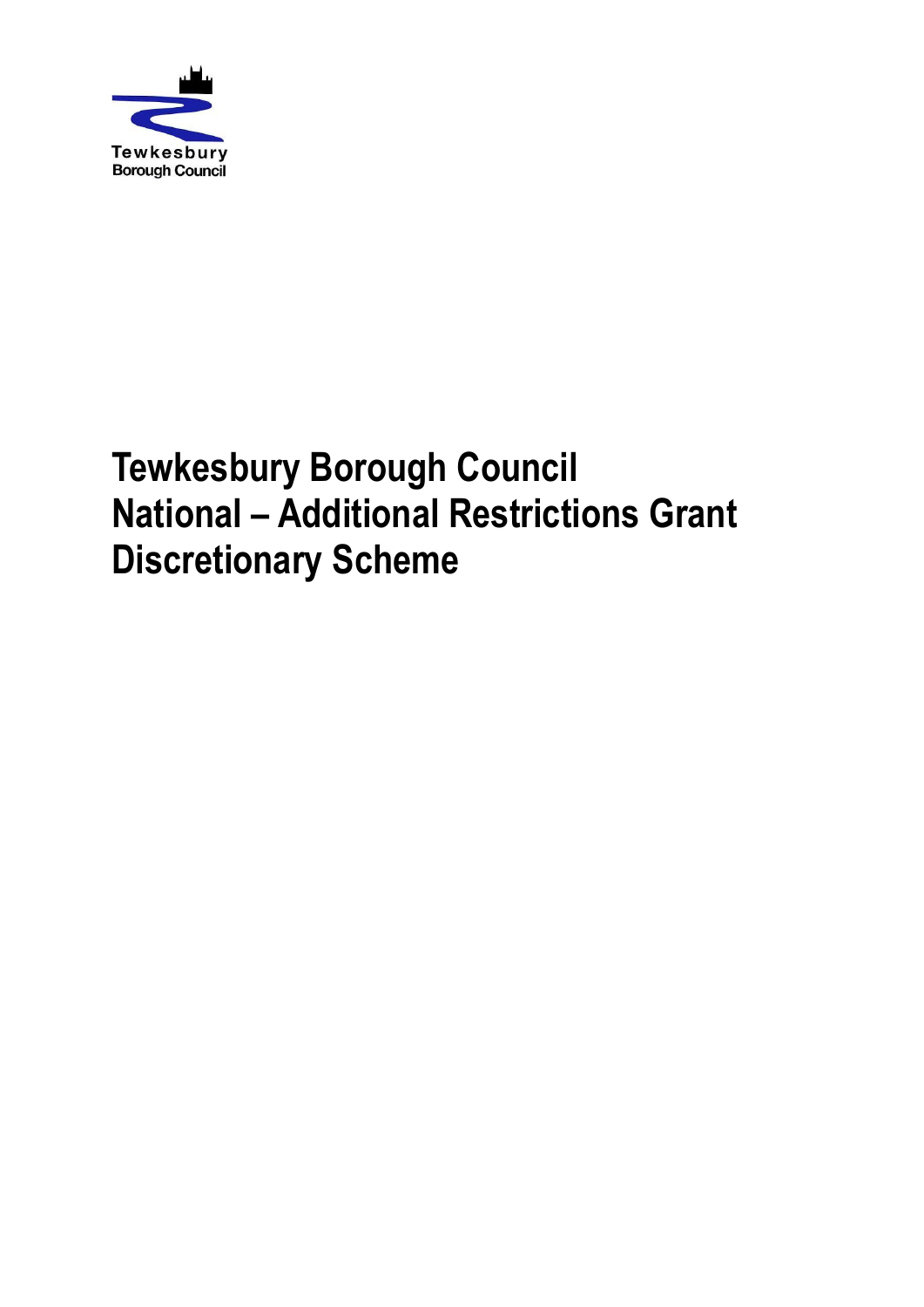# Tewkesbury Borough Council
# National – Additional Restrictions Grant Discretionary Scheme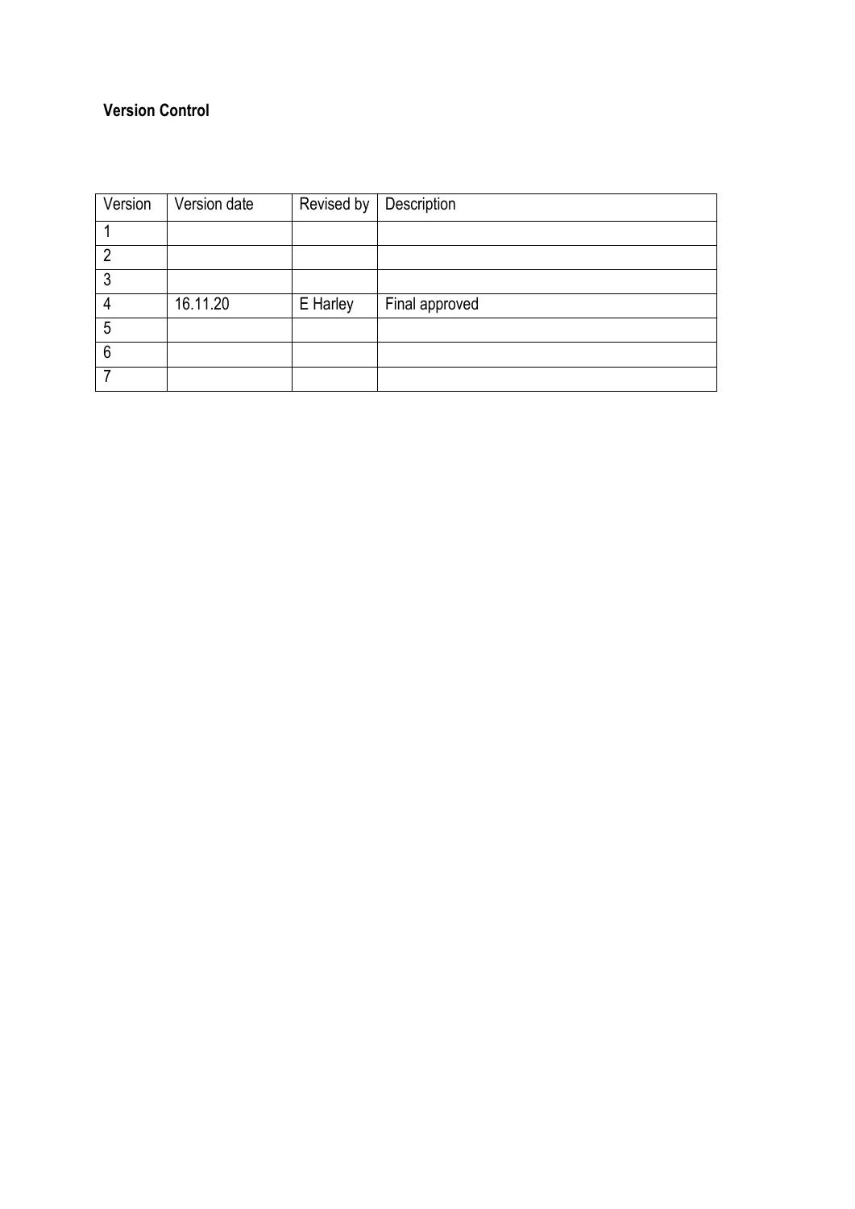**Version Control**

| Version | Version date | Revised by | Description |
|---|---|---|---|
| 1 | | | |
| 2 | | | |
| 3 | | | |
| 4 | 16.11.20 | E Harley | Final approved |
| 5 | | | |
| 6 | | | |
| 7 | | | |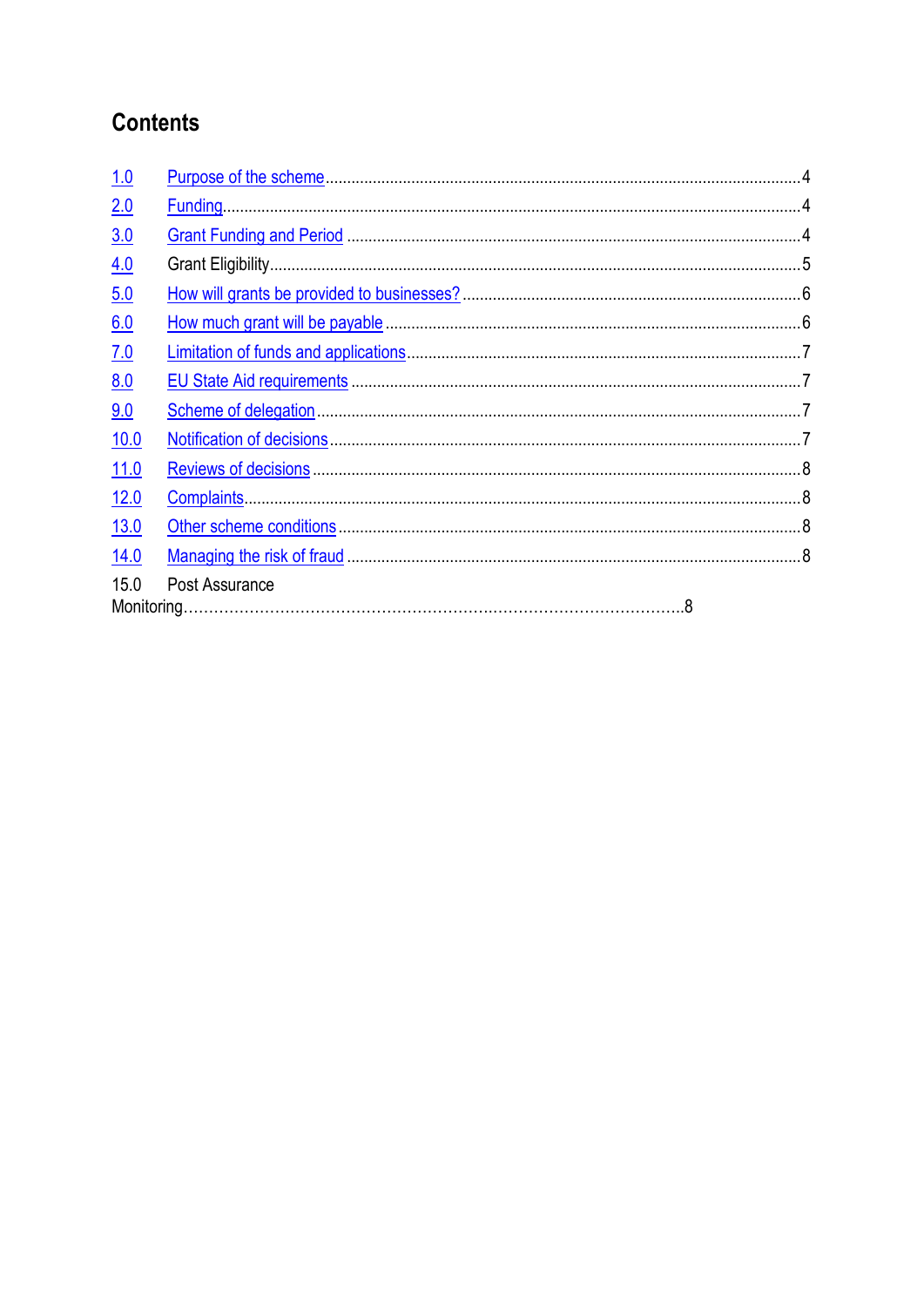## Contents

1.0 Purpose of the scheme....4
2.0 Funding....4
3.0 Grant Funding and Period....4
4.0 Grant Eligibility....5
5.0 How will grants be provided to businesses?....6
6.0 How much grant will be payable....6
7.0 Limitation of funds and applications....7
8.0 EU State Aid requirements....7
9.0 Scheme of delegation....7
10.0 Notification of decisions....7
11.0 Reviews of decisions....8
12.0 Complaints....8
13.0 Other scheme conditions....8
14.0 Managing the risk of fraud....8
15.0 Post Assurance Monitoring....8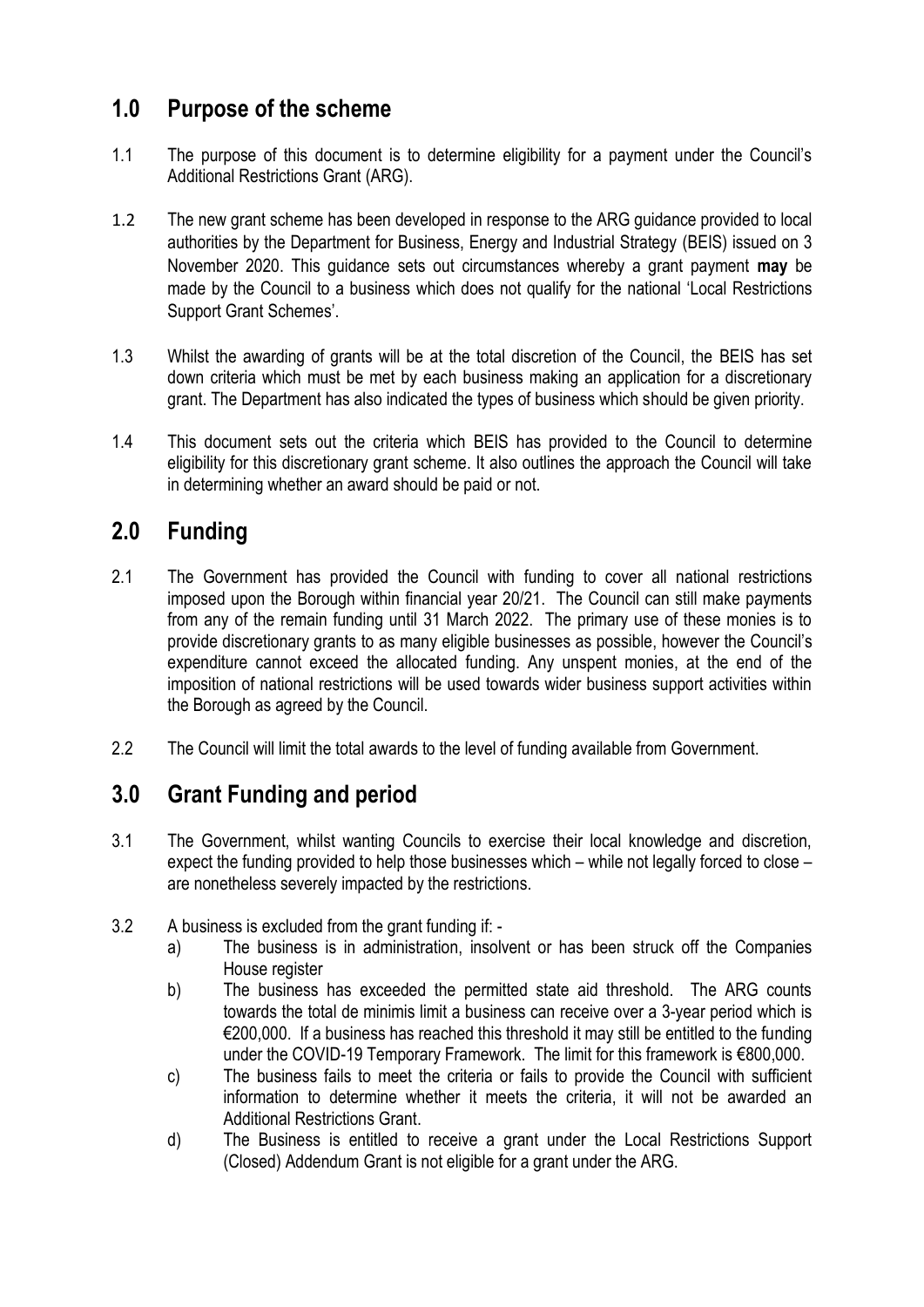## 1.0 Purpose of the scheme

1.1 The purpose of this document is to determine eligibility for a payment under the Council's Additional Restrictions Grant (ARG).

1.2 The new grant scheme has been developed in response to the ARG guidance provided to local authorities by the Department for Business, Energy and Industrial Strategy (BEIS) issued on 3 November 2020. This guidance sets out circumstances whereby a grant payment **may** be made by the Council to a business which does not qualify for the national 'Local Restrictions Support Grant Schemes'.

1.3 Whilst the awarding of grants will be at the total discretion of the Council, the BEIS has set down criteria which must be met by each business making an application for a discretionary grant. The Department has also indicated the types of business which should be given priority.

1.4 This document sets out the criteria which BEIS has provided to the Council to determine eligibility for this discretionary grant scheme. It also outlines the approach the Council will take in determining whether an award should be paid or not.

## 2.0 Funding

2.1 The Government has provided the Council with funding to cover all national restrictions imposed upon the Borough within financial year 20/21. The Council can still make payments from any of the remain funding until 31 March 2022. The primary use of these monies is to provide discretionary grants to as many eligible businesses as possible, however the Council's expenditure cannot exceed the allocated funding. Any unspent monies, at the end of the imposition of national restrictions will be used towards wider business support activities within the Borough as agreed by the Council.

2.2 The Council will limit the total awards to the level of funding available from Government.

## 3.0 Grant Funding and period

3.1 The Government, whilst wanting Councils to exercise their local knowledge and discretion, expect the funding provided to help those businesses which – while not legally forced to close – are nonetheless severely impacted by the restrictions.

3.2 A business is excluded from the grant funding if: -

a) The business is in administration, insolvent or has been struck off the Companies House register

b) The business has exceeded the permitted state aid threshold. The ARG counts towards the total de minimis limit a business can receive over a 3-year period which is €200,000. If a business has reached this threshold it may still be entitled to the funding under the COVID-19 Temporary Framework. The limit for this framework is €800,000.

c) The business fails to meet the criteria or fails to provide the Council with sufficient information to determine whether it meets the criteria, it will not be awarded an Additional Restrictions Grant.

d) The Business is entitled to receive a grant under the Local Restrictions Support (Closed) Addendum Grant is not eligible for a grant under the ARG.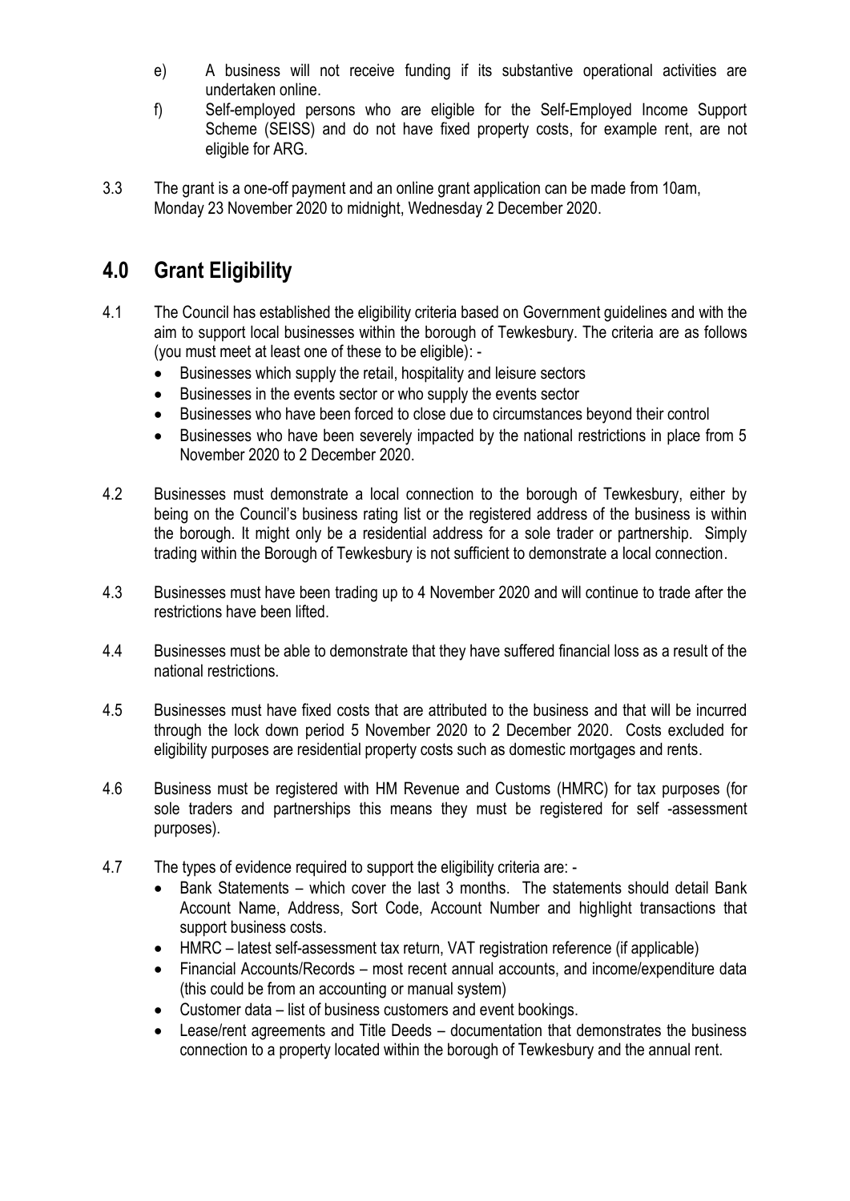e) A business will not receive funding if its substantive operational activities are undertaken online.

f) Self-employed persons who are eligible for the Self-Employed Income Support Scheme (SEISS) and do not have fixed property costs, for example rent, are not eligible for ARG.

3.3 The grant is a one-off payment and an online grant application can be made from 10am, Monday 23 November 2020 to midnight, Wednesday 2 December 2020.

## 4.0 Grant Eligibility

4.1 The Council has established the eligibility criteria based on Government guidelines and with the aim to support local businesses within the borough of Tewkesbury. The criteria are as follows (you must meet at least one of these to be eligible): -

- Businesses which supply the retail, hospitality and leisure sectors
- Businesses in the events sector or who supply the events sector
- Businesses who have been forced to close due to circumstances beyond their control
- Businesses who have been severely impacted by the national restrictions in place from 5 November 2020 to 2 December 2020.

4.2 Businesses must demonstrate a local connection to the borough of Tewkesbury, either by being on the Council's business rating list or the registered address of the business is within the borough. It might only be a residential address for a sole trader or partnership. Simply trading within the Borough of Tewkesbury is not sufficient to demonstrate a local connection.

4.3 Businesses must have been trading up to 4 November 2020 and will continue to trade after the restrictions have been lifted.

4.4 Businesses must be able to demonstrate that they have suffered financial loss as a result of the national restrictions.

4.5 Businesses must have fixed costs that are attributed to the business and that will be incurred through the lock down period 5 November 2020 to 2 December 2020. Costs excluded for eligibility purposes are residential property costs such as domestic mortgages and rents.

4.6 Business must be registered with HM Revenue and Customs (HMRC) for tax purposes (for sole traders and partnerships this means they must be registered for self -assessment purposes).

4.7 The types of evidence required to support the eligibility criteria are: -

- Bank Statements – which cover the last 3 months. The statements should detail Bank Account Name, Address, Sort Code, Account Number and highlight transactions that support business costs.
- HMRC – latest self-assessment tax return, VAT registration reference (if applicable)
- Financial Accounts/Records – most recent annual accounts, and income/expenditure data (this could be from an accounting or manual system)
- Customer data – list of business customers and event bookings.
- Lease/rent agreements and Title Deeds – documentation that demonstrates the business connection to a property located within the borough of Tewkesbury and the annual rent.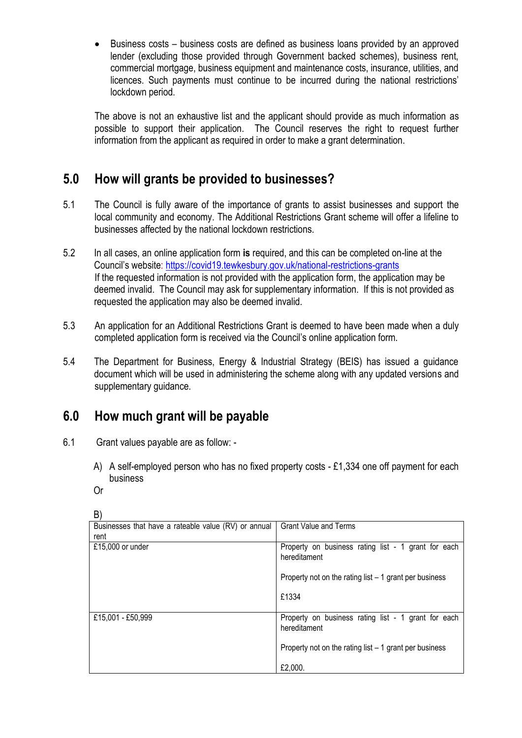- Business costs – business costs are defined as business loans provided by an approved lender (excluding those provided through Government backed schemes), business rent, commercial mortgage, business equipment and maintenance costs, insurance, utilities, and licences. Such payments must continue to be incurred during the national restrictions' lockdown period.

The above is not an exhaustive list and the applicant should provide as much information as possible to support their application. The Council reserves the right to request further information from the applicant as required in order to make a grant determination.

## 5.0 How will grants be provided to businesses?

5.1 The Council is fully aware of the importance of grants to assist businesses and support the local community and economy. The Additional Restrictions Grant scheme will offer a lifeline to businesses affected by the national lockdown restrictions.

5.2 In all cases, an online application form **is** required, and this can be completed on-line at the Council's website: https://covid19.tewkesbury.gov.uk/national-restrictions-grants If the requested information is not provided with the application form, the application may be deemed invalid. The Council may ask for supplementary information. If this is not provided as requested the application may also be deemed invalid.

5.3 An application for an Additional Restrictions Grant is deemed to have been made when a duly completed application form is received via the Council's online application form.

5.4 The Department for Business, Energy & Industrial Strategy (BEIS) has issued a guidance document which will be used in administering the scheme along with any updated versions and supplementary guidance.

## 6.0 How much grant will be payable

6.1 Grant values payable are as follow: -

A) A self-employed person who has no fixed property costs - £1,334 one off payment for each business

Or

B)

| Businesses that have a rateable value (RV) or annual rent | Grant Value and Terms |
|---|---|
| £15,000 or under | Property on business rating list - 1 grant for each hereditament<br><br>Property not on the rating list – 1 grant per business<br><br>£1334 |
| £15,001 - £50,999 | Property on business rating list - 1 grant for each hereditament<br><br>Property not on the rating list – 1 grant per business<br><br>£2,000. |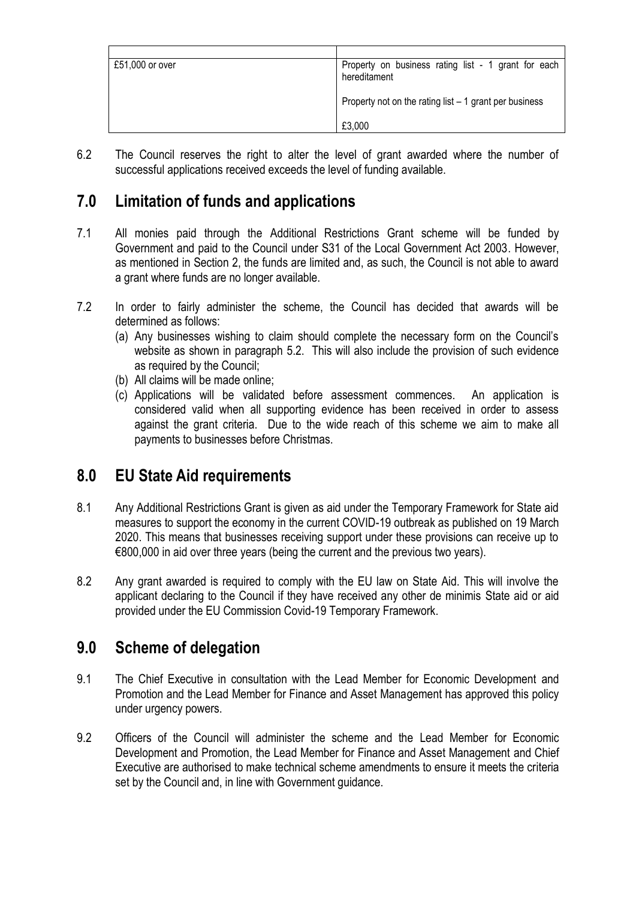| | |
|---|---|
| £51,000 or over | Property on business rating list - 1 grant for each hereditament<br><br>Property not on the rating list – 1 grant per business<br><br>£3,000 |

6.2 The Council reserves the right to alter the level of grant awarded where the number of successful applications received exceeds the level of funding available.

## 7.0 Limitation of funds and applications

7.1 All monies paid through the Additional Restrictions Grant scheme will be funded by Government and paid to the Council under S31 of the Local Government Act 2003. However, as mentioned in Section 2, the funds are limited and, as such, the Council is not able to award a grant where funds are no longer available.

7.2 In order to fairly administer the scheme, the Council has decided that awards will be determined as follows:

(a) Any businesses wishing to claim should complete the necessary form on the Council's website as shown in paragraph 5.2. This will also include the provision of such evidence as required by the Council;

(b) All claims will be made online;

(c) Applications will be validated before assessment commences. An application is considered valid when all supporting evidence has been received in order to assess against the grant criteria. Due to the wide reach of this scheme we aim to make all payments to businesses before Christmas.

## 8.0 EU State Aid requirements

8.1 Any Additional Restrictions Grant is given as aid under the Temporary Framework for State aid measures to support the economy in the current COVID-19 outbreak as published on 19 March 2020. This means that businesses receiving support under these provisions can receive up to €800,000 in aid over three years (being the current and the previous two years).

8.2 Any grant awarded is required to comply with the EU law on State Aid. This will involve the applicant declaring to the Council if they have received any other de minimis State aid or aid provided under the EU Commission Covid-19 Temporary Framework.

## 9.0 Scheme of delegation

9.1 The Chief Executive in consultation with the Lead Member for Economic Development and Promotion and the Lead Member for Finance and Asset Management has approved this policy under urgency powers.

9.2 Officers of the Council will administer the scheme and the Lead Member for Economic Development and Promotion, the Lead Member for Finance and Asset Management and Chief Executive are authorised to make technical scheme amendments to ensure it meets the criteria set by the Council and, in line with Government guidance.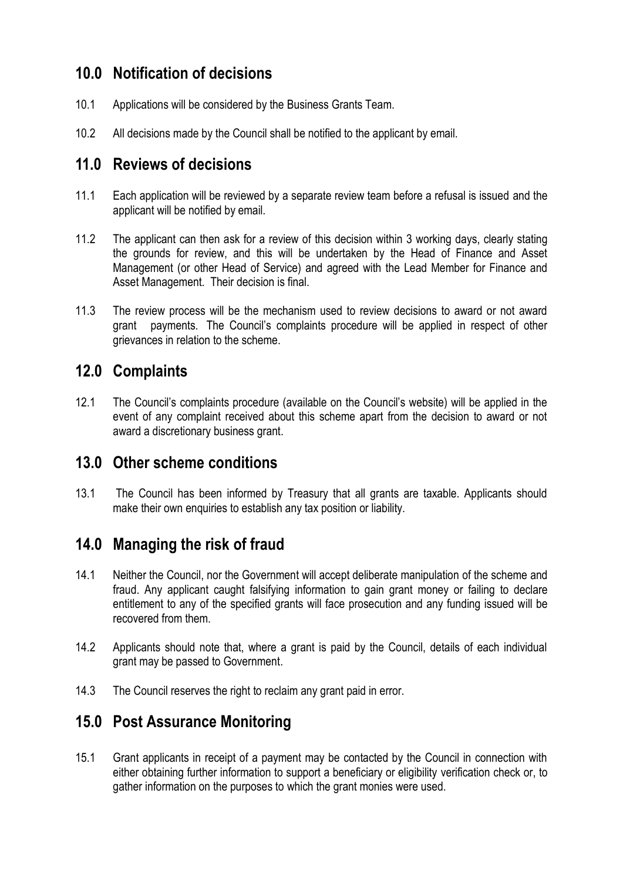## 10.0 Notification of decisions

10.1 Applications will be considered by the Business Grants Team.

10.2 All decisions made by the Council shall be notified to the applicant by email.

## 11.0 Reviews of decisions

11.1 Each application will be reviewed by a separate review team before a refusal is issued and the applicant will be notified by email.

11.2 The applicant can then ask for a review of this decision within 3 working days, clearly stating the grounds for review, and this will be undertaken by the Head of Finance and Asset Management (or other Head of Service) and agreed with the Lead Member for Finance and Asset Management. Their decision is final.

11.3 The review process will be the mechanism used to review decisions to award or not award grant payments. The Council's complaints procedure will be applied in respect of other grievances in relation to the scheme.

## 12.0 Complaints

12.1 The Council's complaints procedure (available on the Council's website) will be applied in the event of any complaint received about this scheme apart from the decision to award or not award a discretionary business grant.

## 13.0 Other scheme conditions

13.1 The Council has been informed by Treasury that all grants are taxable. Applicants should make their own enquiries to establish any tax position or liability.

## 14.0 Managing the risk of fraud

14.1 Neither the Council, nor the Government will accept deliberate manipulation of the scheme and fraud. Any applicant caught falsifying information to gain grant money or failing to declare entitlement to any of the specified grants will face prosecution and any funding issued will be recovered from them.

14.2 Applicants should note that, where a grant is paid by the Council, details of each individual grant may be passed to Government.

14.3 The Council reserves the right to reclaim any grant paid in error.

## 15.0 Post Assurance Monitoring

15.1 Grant applicants in receipt of a payment may be contacted by the Council in connection with either obtaining further information to support a beneficiary or eligibility verification check or, to gather information on the purposes to which the grant monies were used.